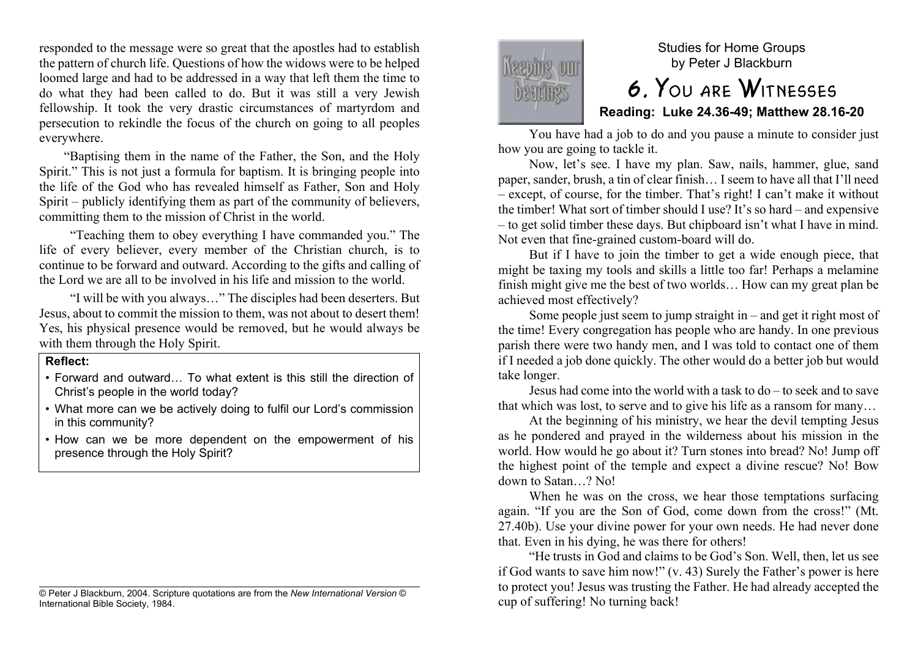responded to the message were so great that the apostles had to establish the pattern of church life. Questions of how the widows were to be helped loomed large and had to be addressed in a way that left them the time to do what they had been called to do. But it was still a very Jewish fellowship. It took the very drastic circumstances of martyrdom and persecution to rekindle the focus of the church on going to all peoples everywhere.

"Baptising them in the name of the Father, the Son, and the Holy Spirit." This is not just a formula for baptism. It is bringing people into the life of the God who has revealed himself as Father, Son and Holy Spirit – publicly identifying them as part of the community of believers, committing them to the mission of Christ in the world.

"Teaching them to obey everything I have commanded you." The life of every believer, every member of the Christian church, is to continue to be forward and outward. According to the gifts and calling of the Lord we are all to be involved in his life and mission to the world.

"I will be with you always…" The disciples had been deserters. But Jesus, about to commit the mission to them, was not about to desert them! Yes, his physical presence would be removed, but he would always be with them through the Holy Spirit.

**Reflect:**

- Forward and outward… To what extent is this still the direction of Christ's people in the world today?
- What more can we be actively doing to fulfil our Lord's commission in this community?
- How can we be more dependent on the empowerment of his presence through the Holy Spirit?

© Peter J Blackburn, 2004. Scripture quotations are from the *New International Version* © International Bible Society, 1984.

Keeping our bearings

Studies for Home Groups
by Peter J Blackburn

# 6. You are Witnesses

**Reading: Luke 24.36-49; Matthew 28.16-20**

You have had a job to do and you pause a minute to consider just how you are going to tackle it.

Now, let's see. I have my plan. Saw, nails, hammer, glue, sand paper, sander, brush, a tin of clear finish… I seem to have all that I'll need – except, of course, for the timber. That's right! I can't make it without the timber! What sort of timber should I use? It's so hard – and expensive – to get solid timber these days. But chipboard isn't what I have in mind. Not even that fine-grained custom-board will do.

But if I have to join the timber to get a wide enough piece, that might be taxing my tools and skills a little too far! Perhaps a melamine finish might give me the best of two worlds… How can my great plan be achieved most effectively?

Some people just seem to jump straight in – and get it right most of the time! Every congregation has people who are handy. In one previous parish there were two handy men, and I was told to contact one of them if I needed a job done quickly. The other would do a better job but would take longer.

Jesus had come into the world with a task to do – to seek and to save that which was lost, to serve and to give his life as a ransom for many…

At the beginning of his ministry, we hear the devil tempting Jesus as he pondered and prayed in the wilderness about his mission in the world. How would he go about it? Turn stones into bread? No! Jump off the highest point of the temple and expect a divine rescue? No! Bow down to Satan…? No!

When he was on the cross, we hear those temptations surfacing again. "If you are the Son of God, come down from the cross!" (Mt. 27.40b). Use your divine power for your own needs. He had never done that. Even in his dying, he was there for others!

"He trusts in God and claims to be God's Son. Well, then, let us see if God wants to save him now!" (v. 43) Surely the Father's power is here to protect you! Jesus was trusting the Father. He had already accepted the cup of suffering! No turning back!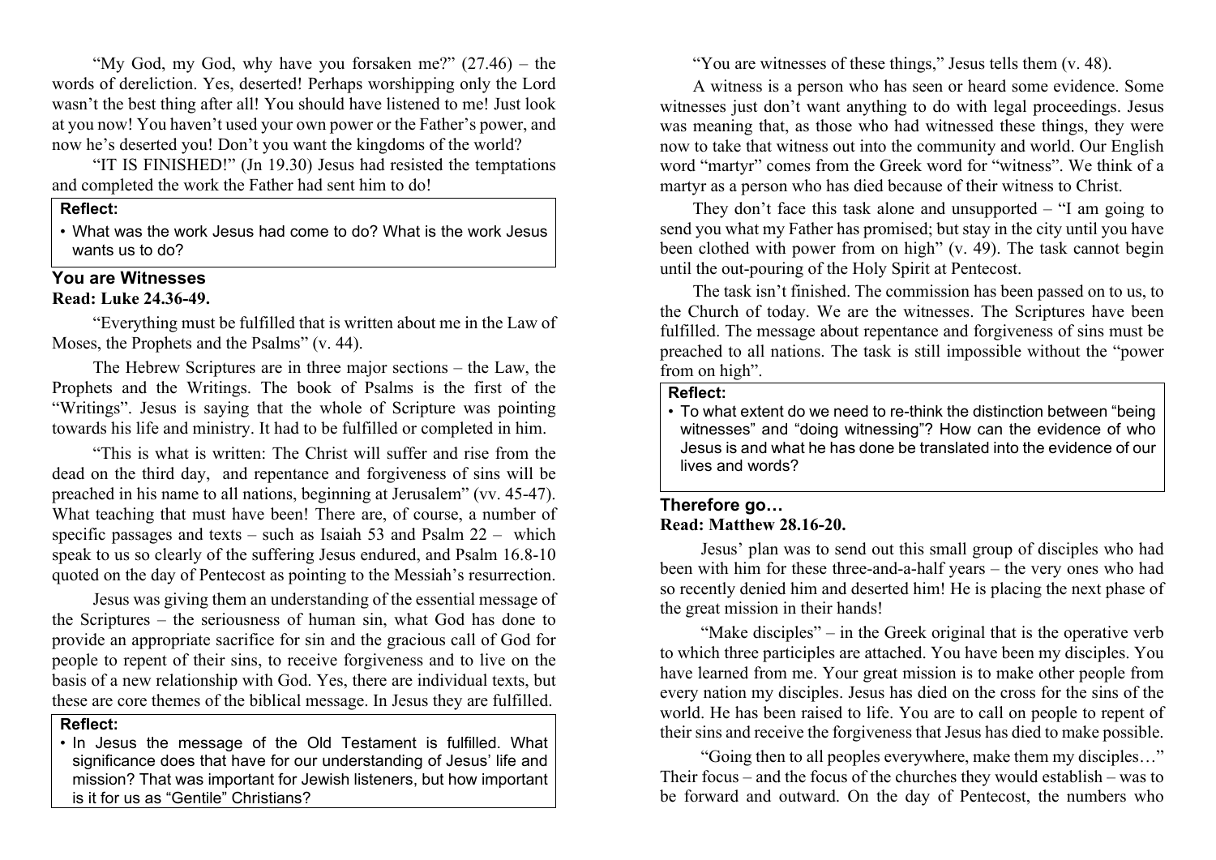"My God, my God, why have you forsaken me?" (27.46) – the words of dereliction. Yes, deserted! Perhaps worshipping only the Lord wasn't the best thing after all! You should have listened to me! Just look at you now! You haven't used your own power or the Father's power, and now he's deserted you! Don't you want the kingdoms of the world?

"IT IS FINISHED!" (Jn 19.30) Jesus had resisted the temptations and completed the work the Father had sent him to do!

> **Reflect:**
>
> - What was the work Jesus had come to do? What is the work Jesus wants us to do?

## You are Witnesses

**Read: Luke 24.36-49.**

"Everything must be fulfilled that is written about me in the Law of Moses, the Prophets and the Psalms" (v. 44).

The Hebrew Scriptures are in three major sections – the Law, the Prophets and the Writings. The book of Psalms is the first of the "Writings". Jesus is saying that the whole of Scripture was pointing towards his life and ministry. It had to be fulfilled or completed in him.

"This is what is written: The Christ will suffer and rise from the dead on the third day, and repentance and forgiveness of sins will be preached in his name to all nations, beginning at Jerusalem" (vv. 45-47). What teaching that must have been! There are, of course, a number of specific passages and texts – such as Isaiah 53 and Psalm 22 – which speak to us so clearly of the suffering Jesus endured, and Psalm 16.8-10 quoted on the day of Pentecost as pointing to the Messiah's resurrection.

Jesus was giving them an understanding of the essential message of the Scriptures – the seriousness of human sin, what God has done to provide an appropriate sacrifice for sin and the gracious call of God for people to repent of their sins, to receive forgiveness and to live on the basis of a new relationship with God. Yes, there are individual texts, but these are core themes of the biblical message. In Jesus they are fulfilled.

> **Reflect:**
>
> - In Jesus the message of the Old Testament is fulfilled. What significance does that have for our understanding of Jesus' life and mission? That was important for Jewish listeners, but how important is it for us as "Gentile" Christians?

"You are witnesses of these things," Jesus tells them (v. 48).

A witness is a person who has seen or heard some evidence. Some witnesses just don't want anything to do with legal proceedings. Jesus was meaning that, as those who had witnessed these things, they were now to take that witness out into the community and world. Our English word "martyr" comes from the Greek word for "witness". We think of a martyr as a person who has died because of their witness to Christ.

They don't face this task alone and unsupported – "I am going to send you what my Father has promised; but stay in the city until you have been clothed with power from on high" (v. 49). The task cannot begin until the out-pouring of the Holy Spirit at Pentecost.

The task isn't finished. The commission has been passed on to us, to the Church of today. We are the witnesses. The Scriptures have been fulfilled. The message about repentance and forgiveness of sins must be preached to all nations. The task is still impossible without the "power from on high".

> **Reflect:**
>
> - To what extent do we need to re-think the distinction between "being witnesses" and "doing witnessing"? How can the evidence of who Jesus is and what he has done be translated into the evidence of our lives and words?

## Therefore go…

**Read: Matthew 28.16-20.**

Jesus' plan was to send out this small group of disciples who had been with him for these three-and-a-half years – the very ones who had so recently denied him and deserted him! He is placing the next phase of the great mission in their hands!

"Make disciples" – in the Greek original that is the operative verb to which three participles are attached. You have been my disciples. You have learned from me. Your great mission is to make other people from every nation my disciples. Jesus has died on the cross for the sins of the world. He has been raised to life. You are to call on people to repent of their sins and receive the forgiveness that Jesus has died to make possible.

"Going then to all peoples everywhere, make them my disciples…" Their focus – and the focus of the churches they would establish – was to be forward and outward. On the day of Pentecost, the numbers who